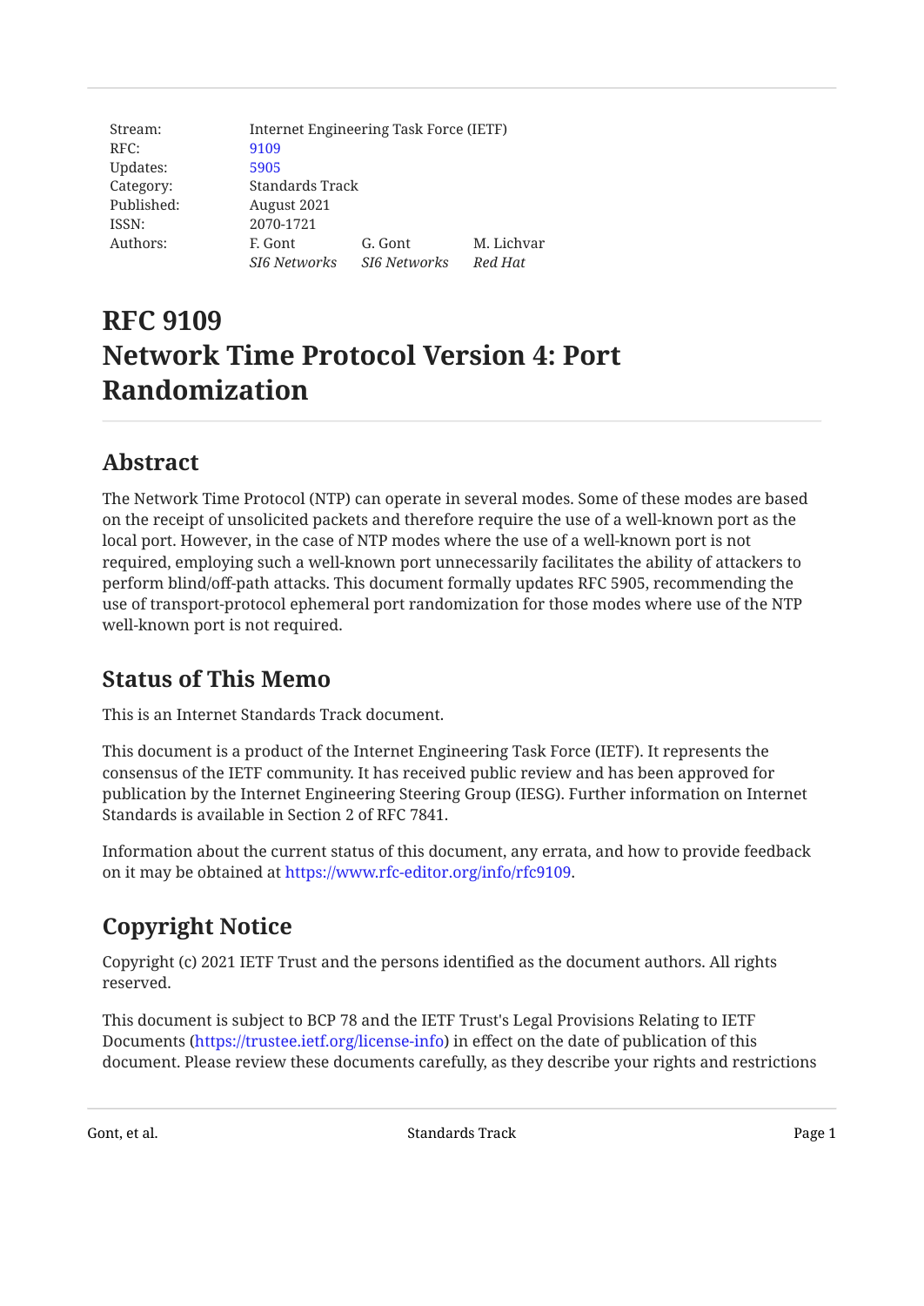| Stream: | Internet Engineering Task Force (IETF) | |
|---|---|---|
| RFC: | 9109 | |
| Updates: | 5905 | |
| Category: | Standards Track | |
| Published: | August 2021 | |
| ISSN: | 2070-1721 | |
| Authors: | F. Gont *SI6 Networks* | G. Gont *SI6 Networks* | M. Lichvar *Red Hat* |

# RFC 9109
# Network Time Protocol Version 4: Port Randomization

## Abstract

The Network Time Protocol (NTP) can operate in several modes. Some of these modes are based on the receipt of unsolicited packets and therefore require the use of a well-known port as the local port. However, in the case of NTP modes where the use of a well-known port is not required, employing such a well-known port unnecessarily facilitates the ability of attackers to perform blind/off-path attacks. This document formally updates RFC 5905, recommending the use of transport-protocol ephemeral port randomization for those modes where use of the NTP well-known port is not required.

## Status of This Memo

This is an Internet Standards Track document.

This document is a product of the Internet Engineering Task Force (IETF). It represents the consensus of the IETF community. It has received public review and has been approved for publication by the Internet Engineering Steering Group (IESG). Further information on Internet Standards is available in Section 2 of RFC 7841.

Information about the current status of this document, any errata, and how to provide feedback on it may be obtained at https://www.rfc-editor.org/info/rfc9109.

## Copyright Notice

Copyright (c) 2021 IETF Trust and the persons identified as the document authors. All rights reserved.

This document is subject to BCP 78 and the IETF Trust's Legal Provisions Relating to IETF Documents (https://trustee.ietf.org/license-info) in effect on the date of publication of this document. Please review these documents carefully, as they describe your rights and restrictions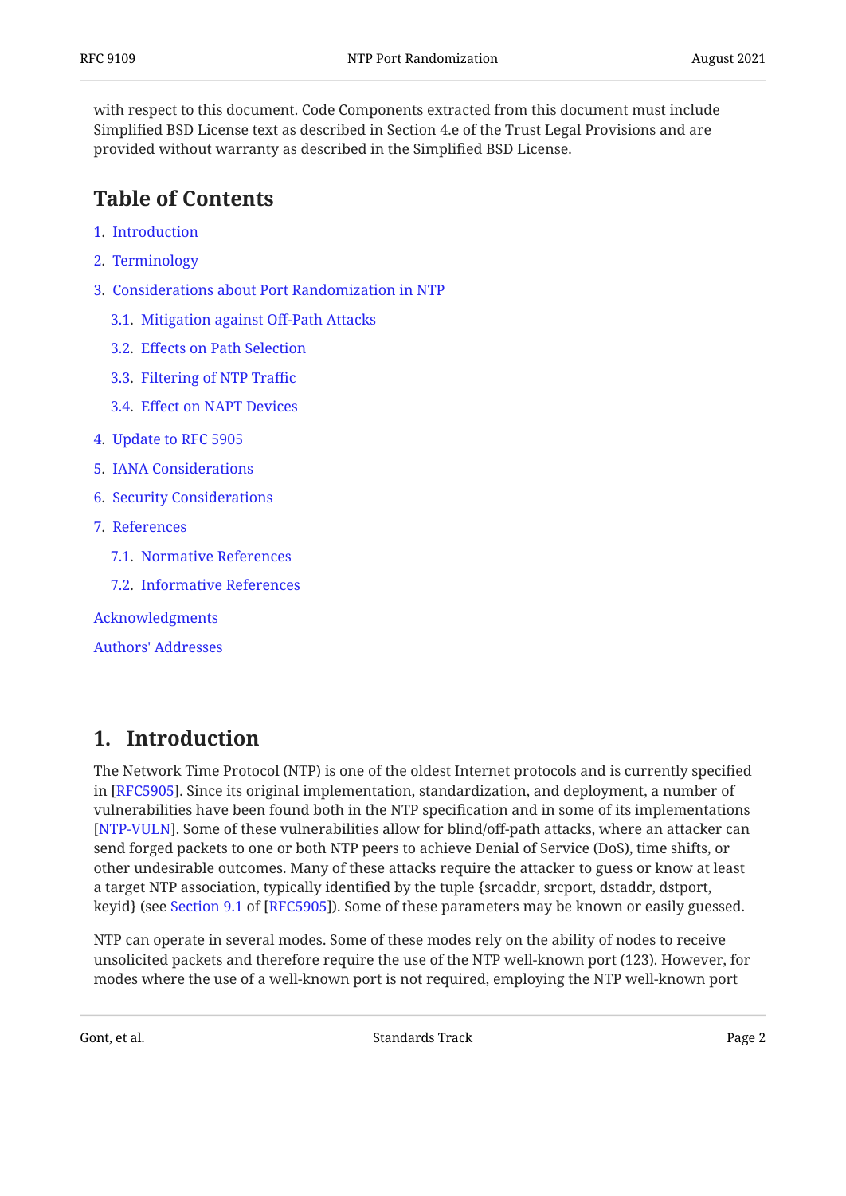with respect to this document. Code Components extracted from this document must include Simplified BSD License text as described in Section 4.e of the Trust Legal Provisions and are provided without warranty as described in the Simplified BSD License.

## Table of Contents

1. Introduction
2. Terminology
3. Considerations about Port Randomization in NTP
   - 3.1. Mitigation against Off-Path Attacks
   - 3.2. Effects on Path Selection
   - 3.3. Filtering of NTP Traffic
   - 3.4. Effect on NAPT Devices
4. Update to RFC 5905
5. IANA Considerations
6. Security Considerations
7. References
   - 7.1. Normative References
   - 7.2. Informative References

Acknowledgments

Authors' Addresses

## 1. Introduction

The Network Time Protocol (NTP) is one of the oldest Internet protocols and is currently specified in [RFC5905]. Since its original implementation, standardization, and deployment, a number of vulnerabilities have been found both in the NTP specification and in some of its implementations [NTP-VULN]. Some of these vulnerabilities allow for blind/off-path attacks, where an attacker can send forged packets to one or both NTP peers to achieve Denial of Service (DoS), time shifts, or other undesirable outcomes. Many of these attacks require the attacker to guess or know at least a target NTP association, typically identified by the tuple {srcaddr, srcport, dstaddr, dstport, keyid} (see Section 9.1 of [RFC5905]). Some of these parameters may be known or easily guessed.

NTP can operate in several modes. Some of these modes rely on the ability of nodes to receive unsolicited packets and therefore require the use of the NTP well-known port (123). However, for modes where the use of a well-known port is not required, employing the NTP well-known port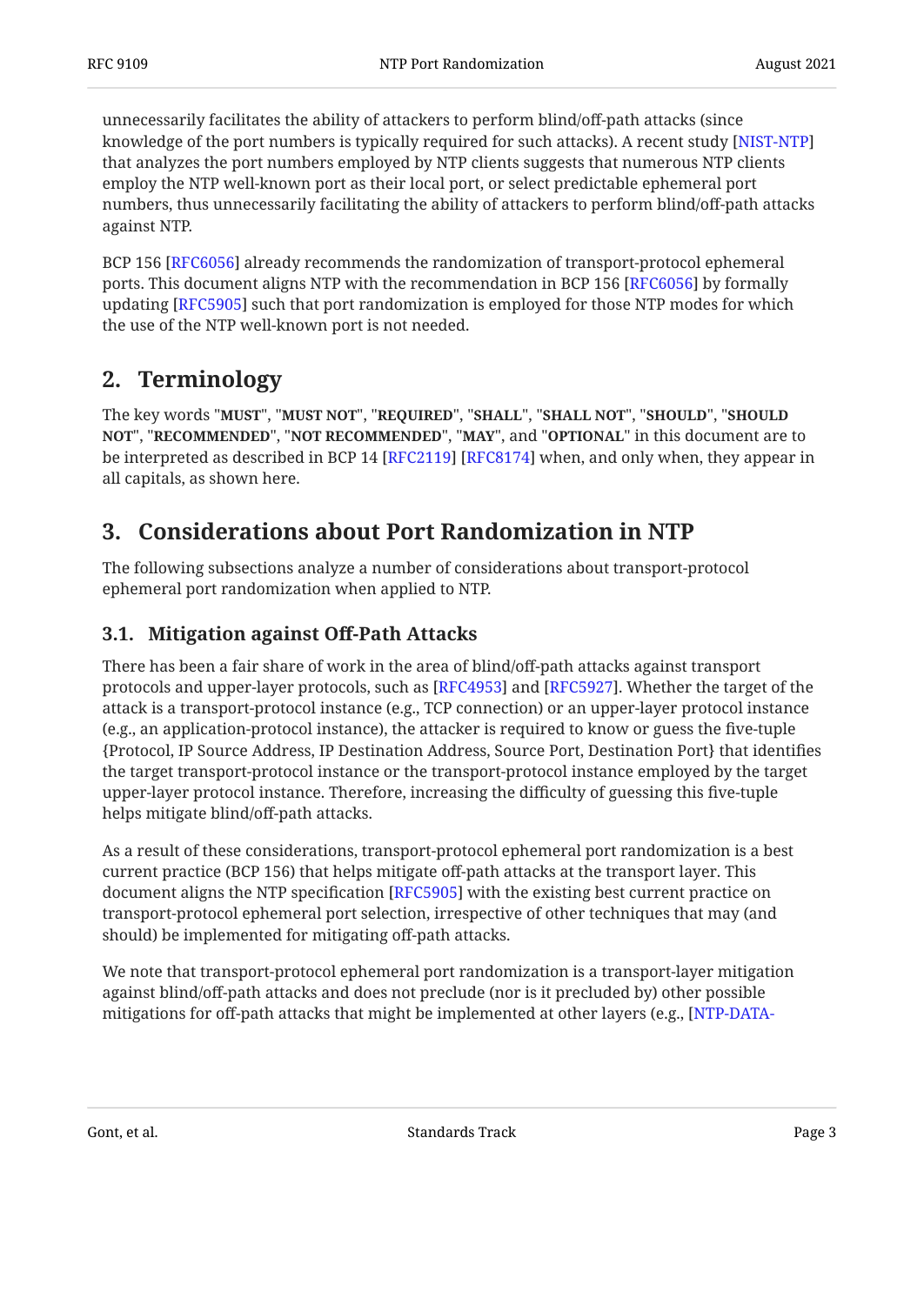unnecessarily facilitates the ability of attackers to perform blind/off-path attacks (since knowledge of the port numbers is typically required for such attacks). A recent study [NIST-NTP] that analyzes the port numbers employed by NTP clients suggests that numerous NTP clients employ the NTP well-known port as their local port, or select predictable ephemeral port numbers, thus unnecessarily facilitating the ability of attackers to perform blind/off-path attacks against NTP.

BCP 156 [RFC6056] already recommends the randomization of transport-protocol ephemeral ports. This document aligns NTP with the recommendation in BCP 156 [RFC6056] by formally updating [RFC5905] such that port randomization is employed for those NTP modes for which the use of the NTP well-known port is not needed.

## 2. Terminology

The key words "**MUST**", "**MUST NOT**", "**REQUIRED**", "**SHALL**", "**SHALL NOT**", "**SHOULD**", "**SHOULD NOT**", "**RECOMMENDED**", "**NOT RECOMMENDED**", "**MAY**", and "**OPTIONAL**" in this document are to be interpreted as described in BCP 14 [RFC2119] [RFC8174] when, and only when, they appear in all capitals, as shown here.

## 3. Considerations about Port Randomization in NTP

The following subsections analyze a number of considerations about transport-protocol ephemeral port randomization when applied to NTP.

### 3.1. Mitigation against Off-Path Attacks

There has been a fair share of work in the area of blind/off-path attacks against transport protocols and upper-layer protocols, such as [RFC4953] and [RFC5927]. Whether the target of the attack is a transport-protocol instance (e.g., TCP connection) or an upper-layer protocol instance (e.g., an application-protocol instance), the attacker is required to know or guess the five-tuple {Protocol, IP Source Address, IP Destination Address, Source Port, Destination Port} that identifies the target transport-protocol instance or the transport-protocol instance employed by the target upper-layer protocol instance. Therefore, increasing the difficulty of guessing this five-tuple helps mitigate blind/off-path attacks.

As a result of these considerations, transport-protocol ephemeral port randomization is a best current practice (BCP 156) that helps mitigate off-path attacks at the transport layer. This document aligns the NTP specification [RFC5905] with the existing best current practice on transport-protocol ephemeral port selection, irrespective of other techniques that may (and should) be implemented for mitigating off-path attacks.

We note that transport-protocol ephemeral port randomization is a transport-layer mitigation against blind/off-path attacks and does not preclude (nor is it precluded by) other possible mitigations for off-path attacks that might be implemented at other layers (e.g., [NTP-DATA-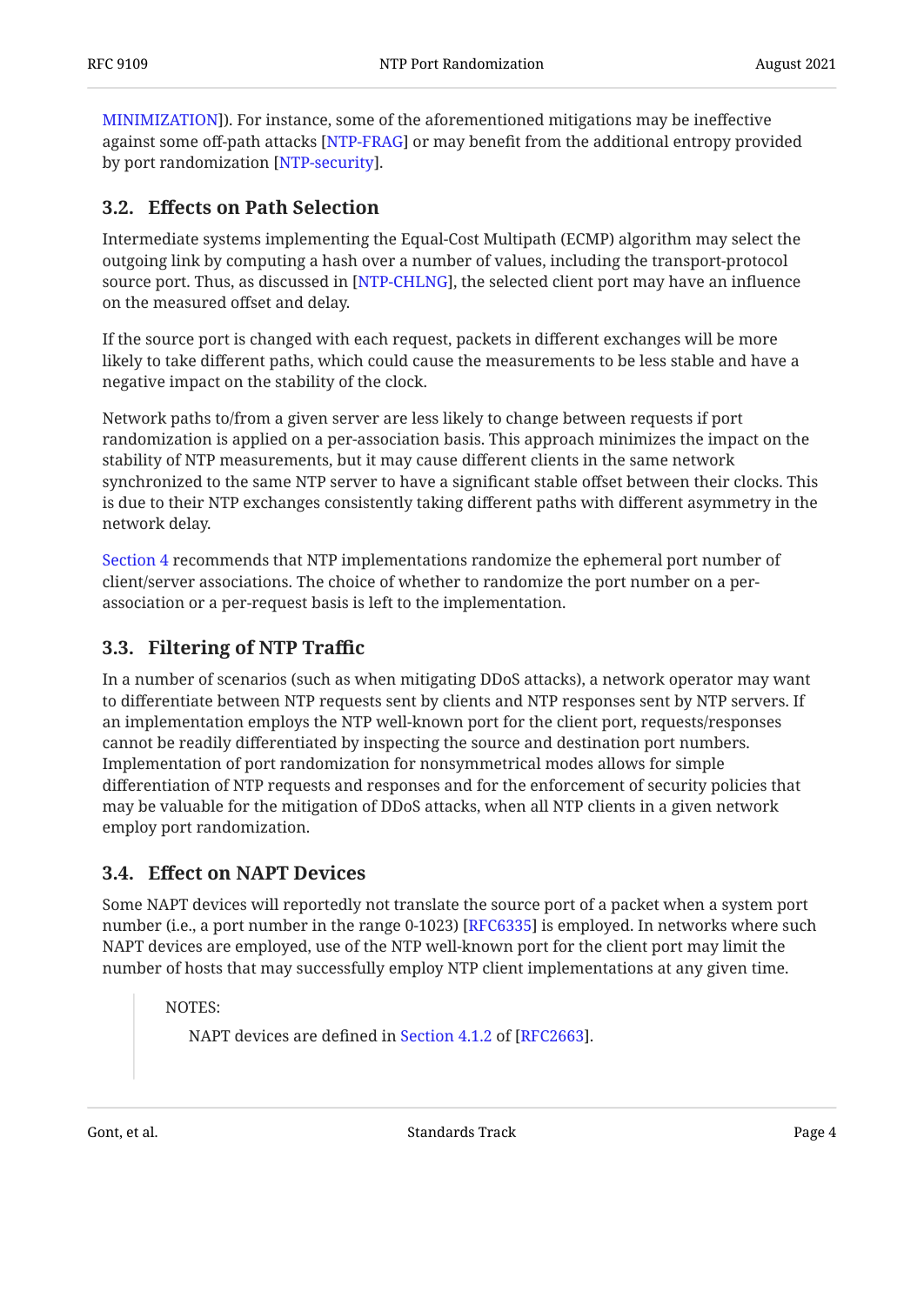MINIMIZATION]). For instance, some of the aforementioned mitigations may be ineffective against some off-path attacks [NTP-FRAG] or may benefit from the additional entropy provided by port randomization [NTP-security].

### 3.2. Effects on Path Selection

Intermediate systems implementing the Equal-Cost Multipath (ECMP) algorithm may select the outgoing link by computing a hash over a number of values, including the transport-protocol source port. Thus, as discussed in [NTP-CHLNG], the selected client port may have an influence on the measured offset and delay.

If the source port is changed with each request, packets in different exchanges will be more likely to take different paths, which could cause the measurements to be less stable and have a negative impact on the stability of the clock.

Network paths to/from a given server are less likely to change between requests if port randomization is applied on a per-association basis. This approach minimizes the impact on the stability of NTP measurements, but it may cause different clients in the same network synchronized to the same NTP server to have a significant stable offset between their clocks. This is due to their NTP exchanges consistently taking different paths with different asymmetry in the network delay.

Section 4 recommends that NTP implementations randomize the ephemeral port number of client/server associations. The choice of whether to randomize the port number on a per-association or a per-request basis is left to the implementation.

### 3.3. Filtering of NTP Traffic

In a number of scenarios (such as when mitigating DDoS attacks), a network operator may want to differentiate between NTP requests sent by clients and NTP responses sent by NTP servers. If an implementation employs the NTP well-known port for the client port, requests/responses cannot be readily differentiated by inspecting the source and destination port numbers. Implementation of port randomization for nonsymmetrical modes allows for simple differentiation of NTP requests and responses and for the enforcement of security policies that may be valuable for the mitigation of DDoS attacks, when all NTP clients in a given network employ port randomization.

### 3.4. Effect on NAPT Devices

Some NAPT devices will reportedly not translate the source port of a packet when a system port number (i.e., a port number in the range 0-1023) [RFC6335] is employed. In networks where such NAPT devices are employed, use of the NTP well-known port for the client port may limit the number of hosts that may successfully employ NTP client implementations at any given time.

> NOTES:
>
> NAPT devices are defined in Section 4.1.2 of [RFC2663].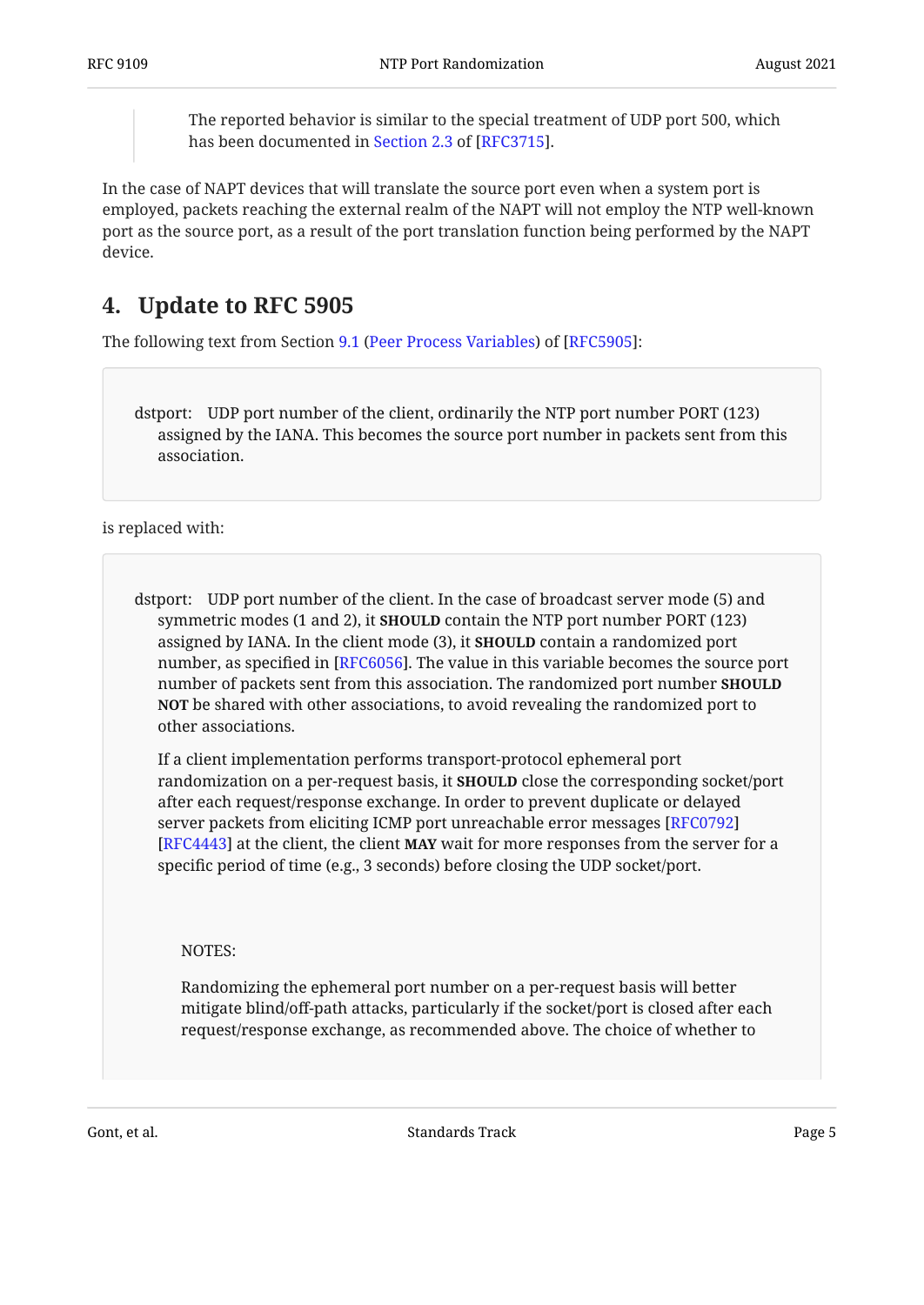> The reported behavior is similar to the special treatment of UDP port 500, which has been documented in Section 2.3 of [RFC3715].

In the case of NAPT devices that will translate the source port even when a system port is employed, packets reaching the external realm of the NAPT will not employ the NTP well-known port as the source port, as a result of the port translation function being performed by the NAPT device.

## 4. Update to RFC 5905

The following text from Section 9.1 (Peer Process Variables) of [RFC5905]:

```
dstport:  UDP port number of the client, ordinarily the NTP port number PORT (123)
    assigned by the IANA. This becomes the source port number in packets sent from this
    association.
```

is replaced with:

> dstport: UDP port number of the client. In the case of broadcast server mode (5) and symmetric modes (1 and 2), it **SHOULD** contain the NTP port number PORT (123) assigned by IANA. In the client mode (3), it **SHOULD** contain a randomized port number, as specified in [RFC6056]. The value in this variable becomes the source port number of packets sent from this association. The randomized port number **SHOULD NOT** be shared with other associations, to avoid revealing the randomized port to other associations.
>
> If a client implementation performs transport-protocol ephemeral port randomization on a per-request basis, it **SHOULD** close the corresponding socket/port after each request/response exchange. In order to prevent duplicate or delayed server packets from eliciting ICMP port unreachable error messages [RFC0792] [RFC4443] at the client, the client **MAY** wait for more responses from the server for a specific period of time (e.g., 3 seconds) before closing the UDP socket/port.
>
> NOTES:
>
> Randomizing the ephemeral port number on a per-request basis will better mitigate blind/off-path attacks, particularly if the socket/port is closed after each request/response exchange, as recommended above. The choice of whether to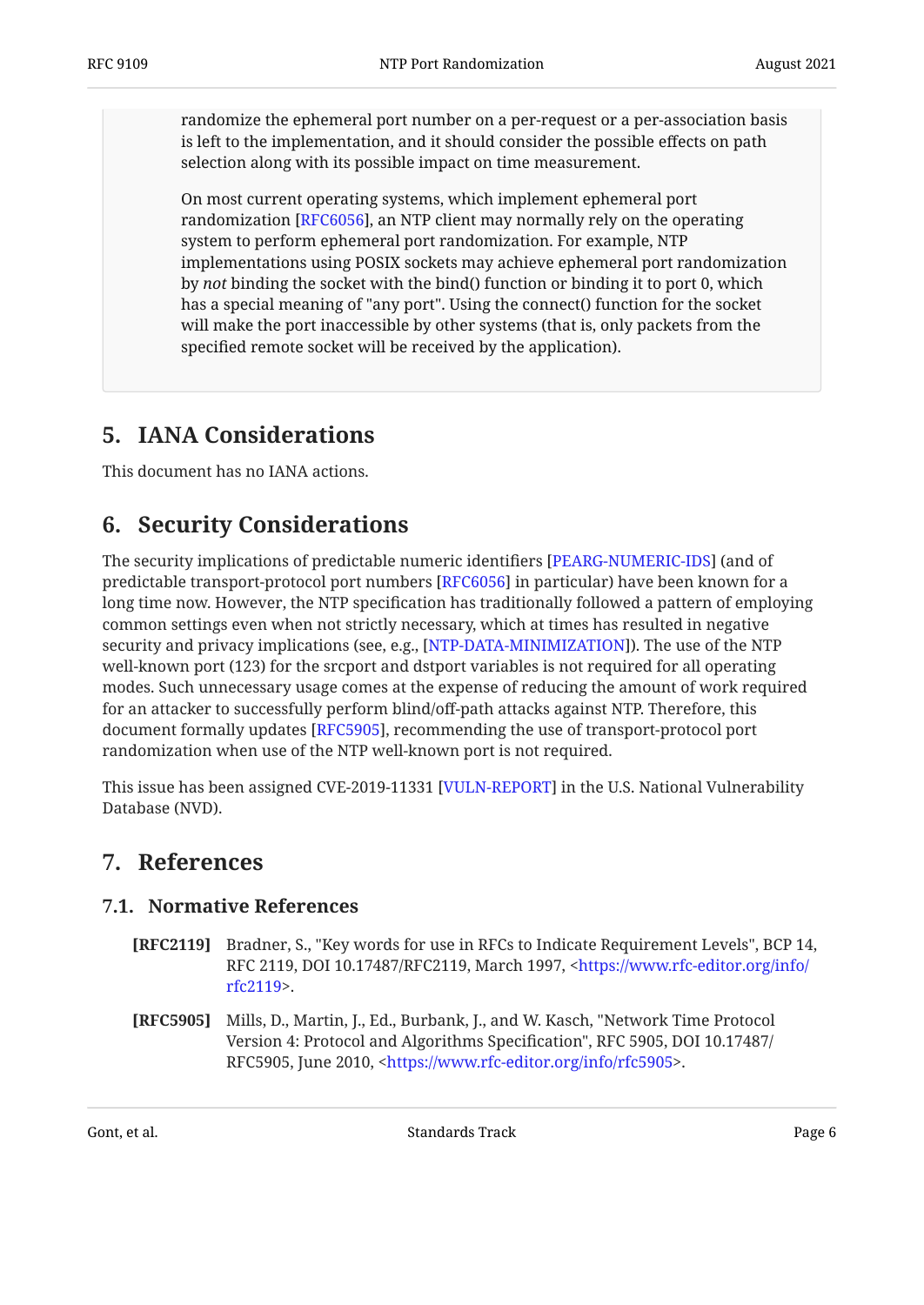randomize the ephemeral port number on a per-request or a per-association basis is left to the implementation, and it should consider the possible effects on path selection along with its possible impact on time measurement.

On most current operating systems, which implement ephemeral port randomization [RFC6056], an NTP client may normally rely on the operating system to perform ephemeral port randomization. For example, NTP implementations using POSIX sockets may achieve ephemeral port randomization by *not* binding the socket with the bind() function or binding it to port 0, which has a special meaning of "any port". Using the connect() function for the socket will make the port inaccessible by other systems (that is, only packets from the specified remote socket will be received by the application).

## 5. IANA Considerations

This document has no IANA actions.

## 6. Security Considerations

The security implications of predictable numeric identifiers [PEARG-NUMERIC-IDS] (and of predictable transport-protocol port numbers [RFC6056] in particular) have been known for a long time now. However, the NTP specification has traditionally followed a pattern of employing common settings even when not strictly necessary, which at times has resulted in negative security and privacy implications (see, e.g., [NTP-DATA-MINIMIZATION]). The use of the NTP well-known port (123) for the srcport and dstport variables is not required for all operating modes. Such unnecessary usage comes at the expense of reducing the amount of work required for an attacker to successfully perform blind/off-path attacks against NTP. Therefore, this document formally updates [RFC5905], recommending the use of transport-protocol port randomization when use of the NTP well-known port is not required.

This issue has been assigned CVE-2019-11331 [VULN-REPORT] in the U.S. National Vulnerability Database (NVD).

## 7. References

### 7.1. Normative References

**[RFC2119]** Bradner, S., "Key words for use in RFCs to Indicate Requirement Levels", BCP 14, RFC 2119, DOI 10.17487/RFC2119, March 1997, <https://www.rfc-editor.org/info/rfc2119>.

**[RFC5905]** Mills, D., Martin, J., Ed., Burbank, J., and W. Kasch, "Network Time Protocol Version 4: Protocol and Algorithms Specification", RFC 5905, DOI 10.17487/RFC5905, June 2010, <https://www.rfc-editor.org/info/rfc5905>.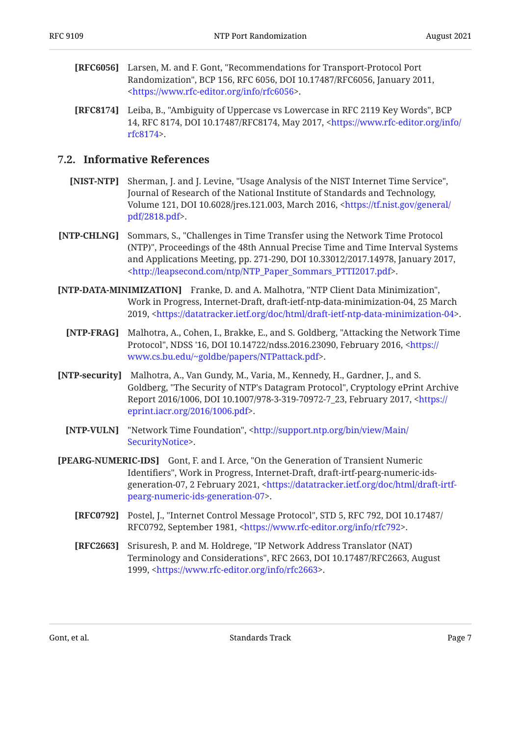**[RFC6056]** Larsen, M. and F. Gont, "Recommendations for Transport-Protocol Port Randomization", BCP 156, RFC 6056, DOI 10.17487/RFC6056, January 2011, <https://www.rfc-editor.org/info/rfc6056>.

**[RFC8174]** Leiba, B., "Ambiguity of Uppercase vs Lowercase in RFC 2119 Key Words", BCP 14, RFC 8174, DOI 10.17487/RFC8174, May 2017, <https://www.rfc-editor.org/info/rfc8174>.

## 7.2. Informative References

**[NIST-NTP]** Sherman, J. and J. Levine, "Usage Analysis of the NIST Internet Time Service", Journal of Research of the National Institute of Standards and Technology, Volume 121, DOI 10.6028/jres.121.003, March 2016, <https://tf.nist.gov/general/pdf/2818.pdf>.

**[NTP-CHLNG]** Sommars, S., "Challenges in Time Transfer using the Network Time Protocol (NTP)", Proceedings of the 48th Annual Precise Time and Time Interval Systems and Applications Meeting, pp. 271-290, DOI 10.33012/2017.14978, January 2017, <http://leapsecond.com/ntp/NTP_Paper_Sommars_PTTI2017.pdf>.

**[NTP-DATA-MINIMIZATION]** Franke, D. and A. Malhotra, "NTP Client Data Minimization", Work in Progress, Internet-Draft, draft-ietf-ntp-data-minimization-04, 25 March 2019, <https://datatracker.ietf.org/doc/html/draft-ietf-ntp-data-minimization-04>.

**[NTP-FRAG]** Malhotra, A., Cohen, I., Brakke, E., and S. Goldberg, "Attacking the Network Time Protocol", NDSS '16, DOI 10.14722/ndss.2016.23090, February 2016, <https://www.cs.bu.edu/~goldbe/papers/NTPattack.pdf>.

**[NTP-security]** Malhotra, A., Van Gundy, M., Varia, M., Kennedy, H., Gardner, J., and S. Goldberg, "The Security of NTP's Datagram Protocol", Cryptology ePrint Archive Report 2016/1006, DOI 10.1007/978-3-319-70972-7_23, February 2017, <https://eprint.iacr.org/2016/1006.pdf>.

**[NTP-VULN]** "Network Time Foundation", <http://support.ntp.org/bin/view/Main/SecurityNotice>.

**[PEARG-NUMERIC-IDS]** Gont, F. and I. Arce, "On the Generation of Transient Numeric Identifiers", Work in Progress, Internet-Draft, draft-irtf-pearg-numeric-ids-generation-07, 2 February 2021, <https://datatracker.ietf.org/doc/html/draft-irtf-pearg-numeric-ids-generation-07>.

**[RFC0792]** Postel, J., "Internet Control Message Protocol", STD 5, RFC 792, DOI 10.17487/RFC0792, September 1981, <https://www.rfc-editor.org/info/rfc792>.

**[RFC2663]** Srisuresh, P. and M. Holdrege, "IP Network Address Translator (NAT) Terminology and Considerations", RFC 2663, DOI 10.17487/RFC2663, August 1999, <https://www.rfc-editor.org/info/rfc2663>.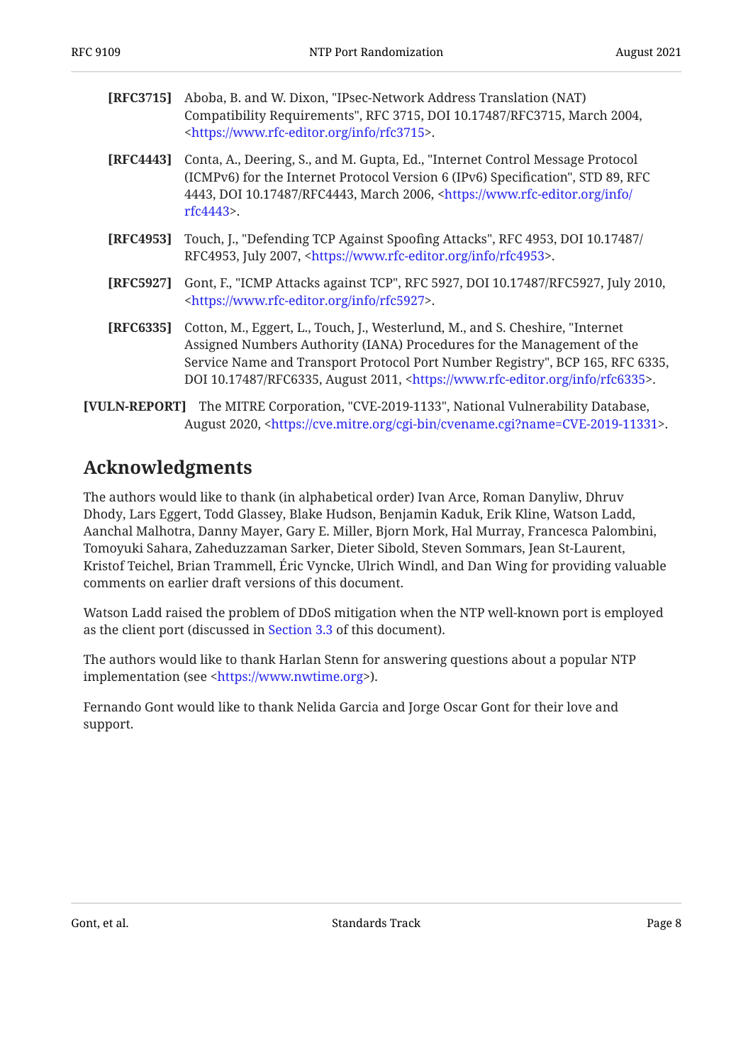**[RFC3715]** Aboba, B. and W. Dixon, "IPsec-Network Address Translation (NAT) Compatibility Requirements", RFC 3715, DOI 10.17487/RFC3715, March 2004, <https://www.rfc-editor.org/info/rfc3715>.

**[RFC4443]** Conta, A., Deering, S., and M. Gupta, Ed., "Internet Control Message Protocol (ICMPv6) for the Internet Protocol Version 6 (IPv6) Specification", STD 89, RFC 4443, DOI 10.17487/RFC4443, March 2006, <https://www.rfc-editor.org/info/rfc4443>.

**[RFC4953]** Touch, J., "Defending TCP Against Spoofing Attacks", RFC 4953, DOI 10.17487/RFC4953, July 2007, <https://www.rfc-editor.org/info/rfc4953>.

**[RFC5927]** Gont, F., "ICMP Attacks against TCP", RFC 5927, DOI 10.17487/RFC5927, July 2010, <https://www.rfc-editor.org/info/rfc5927>.

**[RFC6335]** Cotton, M., Eggert, L., Touch, J., Westerlund, M., and S. Cheshire, "Internet Assigned Numbers Authority (IANA) Procedures for the Management of the Service Name and Transport Protocol Port Number Registry", BCP 165, RFC 6335, DOI 10.17487/RFC6335, August 2011, <https://www.rfc-editor.org/info/rfc6335>.

**[VULN-REPORT]** The MITRE Corporation, "CVE-2019-1133", National Vulnerability Database, August 2020, <https://cve.mitre.org/cgi-bin/cvename.cgi?name=CVE-2019-11331>.

## Acknowledgments

The authors would like to thank (in alphabetical order) Ivan Arce, Roman Danyliw, Dhruv Dhody, Lars Eggert, Todd Glassey, Blake Hudson, Benjamin Kaduk, Erik Kline, Watson Ladd, Aanchal Malhotra, Danny Mayer, Gary E. Miller, Bjorn Mork, Hal Murray, Francesca Palombini, Tomoyuki Sahara, Zaheduzzaman Sarker, Dieter Sibold, Steven Sommars, Jean St-Laurent, Kristof Teichel, Brian Trammell, Éric Vyncke, Ulrich Windl, and Dan Wing for providing valuable comments on earlier draft versions of this document.

Watson Ladd raised the problem of DDoS mitigation when the NTP well-known port is employed as the client port (discussed in Section 3.3 of this document).

The authors would like to thank Harlan Stenn for answering questions about a popular NTP implementation (see <https://www.nwtime.org>).

Fernando Gont would like to thank Nelida Garcia and Jorge Oscar Gont for their love and support.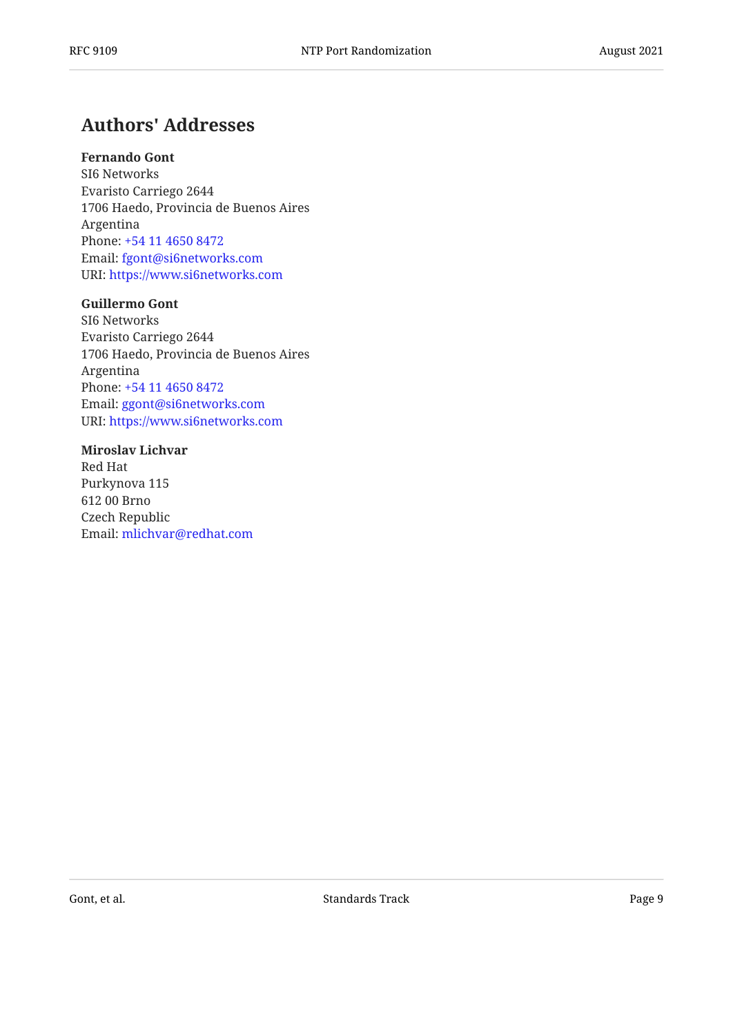## Authors' Addresses

**Fernando Gont**
SI6 Networks
Evaristo Carriego 2644
1706 Haedo, Provincia de Buenos Aires
Argentina
Phone: +54 11 4650 8472
Email: fgont@si6networks.com
URI: https://www.si6networks.com

**Guillermo Gont**
SI6 Networks
Evaristo Carriego 2644
1706 Haedo, Provincia de Buenos Aires
Argentina
Phone: +54 11 4650 8472
Email: ggont@si6networks.com
URI: https://www.si6networks.com

**Miroslav Lichvar**
Red Hat
Purkynova 115
612 00 Brno
Czech Republic
Email: mlichvar@redhat.com